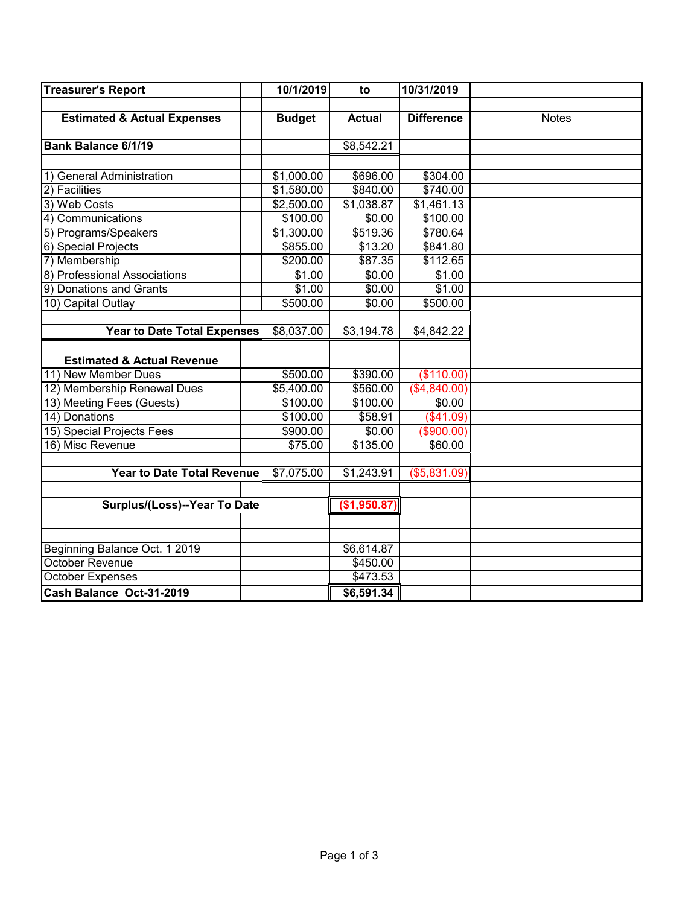| Treasurer's Report | | 10/1/2019 | to | 10/31/2019 | |
|---|---|---|---|---|---|
| | | | | | |
| **Estimated & Actual Expenses** | | **Budget** | **Actual** | **Difference** | Notes |
| | | | | | |
| **Bank Balance 6/1/19** | | | $8,542.21 | | |
| | | | | | |
| 1) General Administration | | $1,000.00 | $696.00 | $304.00 | |
| 2) Facilities | | $1,580.00 | $840.00 | $740.00 | |
| 3) Web Costs | | $2,500.00 | $1,038.87 | $1,461.13 | |
| 4) Communications | | $100.00 | $0.00 | $100.00 | |
| 5) Programs/Speakers | | $1,300.00 | $519.36 | $780.64 | |
| 6) Special Projects | | $855.00 | $13.20 | $841.80 | |
| 7) Membership | | $200.00 | $87.35 | $112.65 | |
| 8) Professional Associations | | $1.00 | $0.00 | $1.00 | |
| 9) Donations and Grants | | $1.00 | $0.00 | $1.00 | |
| 10) Capital Outlay | | $500.00 | $0.00 | $500.00 | |
| | | | | | |
| **Year to Date Total Expenses** | | $8,037.00 | $3,194.78 | $4,842.22 | |
| | | | | | |
| **Estimated & Actual Revenue** | | | | | |
| 11) New Member Dues | | $500.00 | $390.00 | ($110.00) | |
| 12) Membership Renewal Dues | | $5,400.00 | $560.00 | ($4,840.00) | |
| 13) Meeting Fees (Guests) | | $100.00 | $100.00 | $0.00 | |
| 14) Donations | | $100.00 | $58.91 | ($41.09) | |
| 15) Special Projects Fees | | $900.00 | $0.00 | ($900.00) | |
| 16) Misc Revenue | | $75.00 | $135.00 | $60.00 | |
| | | | | | |
| **Year to Date Total Revenue** | | $7,075.00 | $1,243.91 | ($5,831.09) | |
| | | | | | |
| **Surplus/(Loss)--Year To Date** | | | **($1,950.87)** | | |
| | | | | | |
| | | | | | |
| Beginning Balance Oct. 1 2019 | | | $6,614.87 | | |
| October Revenue | | | $450.00 | | |
| October Expenses | | | $473.53 | | |
| **Cash Balance Oct-31-2019** | | | **$6,591.34** | | |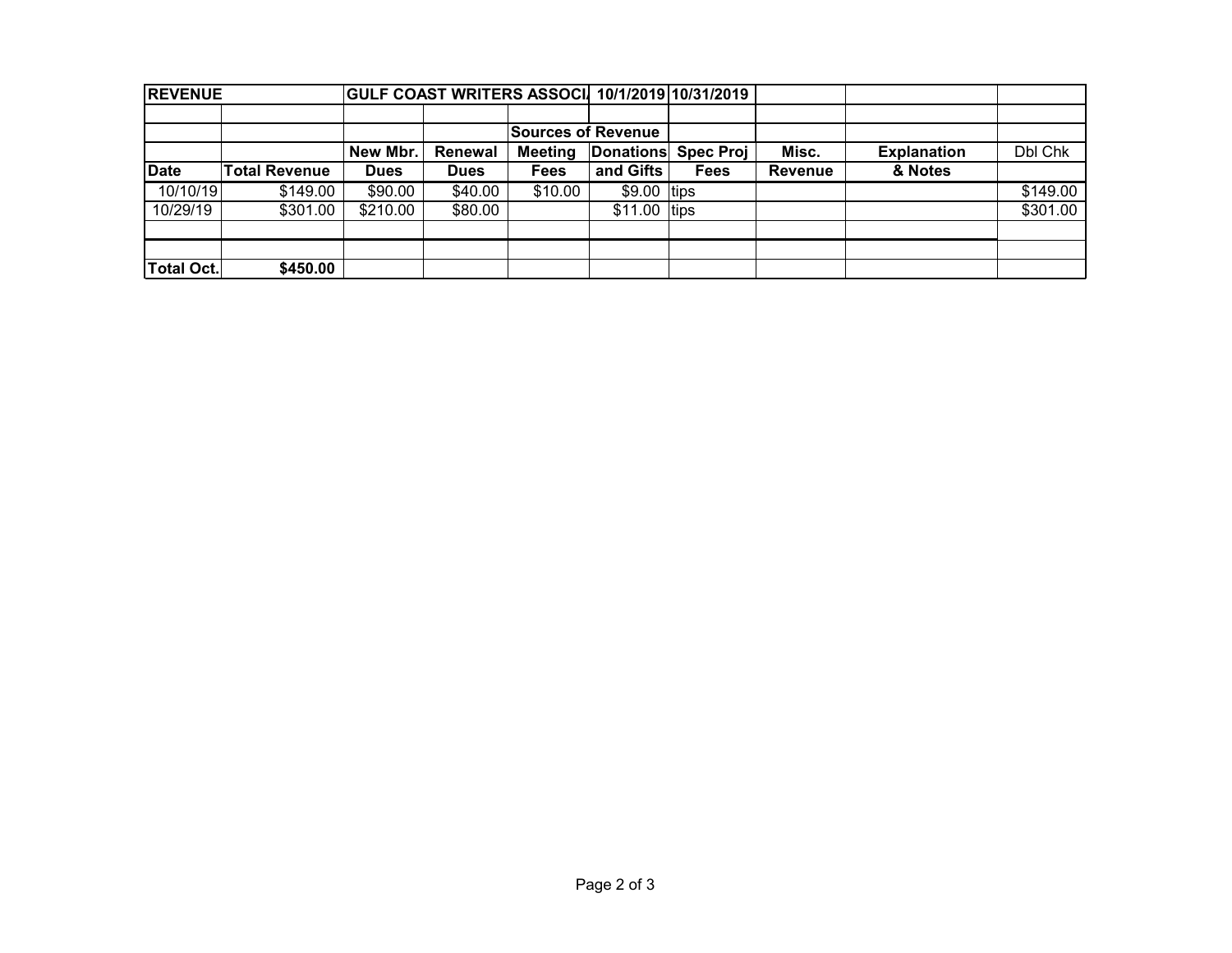| REVENUE | | GULF COAST WRITERS ASSOCI/ | | | 10/1/2019 | 10/31/2019 | | | |
|---|---|---|---|---|---|---|---|---|---|
| | | | | | | | | | |
| | | | | Sources of Revenue | | | | | |
| | | New Mbr. | Renewal | Meeting | Donations | Spec Proj | Misc. | Explanation | Dbl Chk |
| Date | Total Revenue | Dues | Dues | Fees | and Gifts | Fees | Revenue | & Notes | |
| 10/10/19 | $149.00 | $90.00 | $40.00 | $10.00 | $9.00 | tips | | | $149.00 |
| 10/29/19 | $301.00 | $210.00 | $80.00 | | $11.00 | tips | | | $301.00 |
| | | | | | | | | | |
| | | | | | | | | | |
| Total Oct. | $450.00 | | | | | | | | |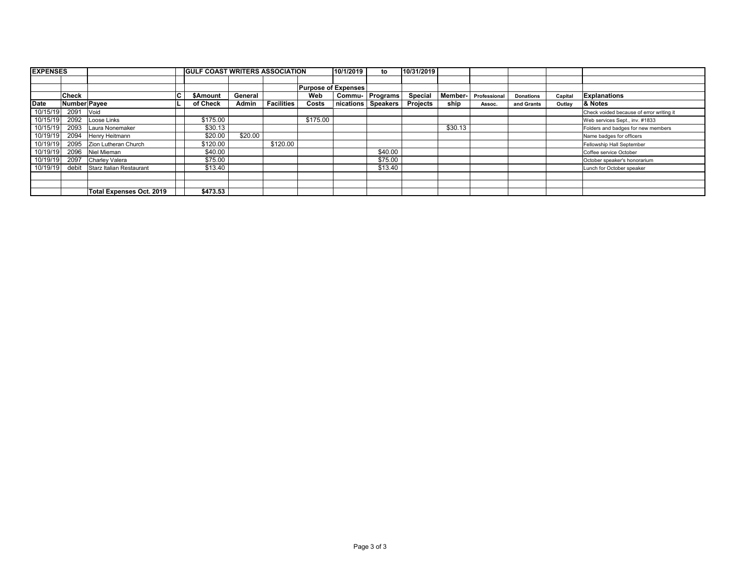| EXPENSES | | | | GULF COAST WRITERS ASSOCIATION | | | | 10/1/2019 | to | 10/31/2019 | | | | | |
|---|---|---|---|---|---|---|---|---|---|---|---|---|---|---|---|
| | | | | | | | | | | | | | | | |
| | | | | | | | Purpose of Expenses | | | | | | | | |
| | Check | | C | $Amount | General | | Web | Commu- | Programs | Special | Member- | Professional | Donations | Capital | Explanations |
| Date | Number | Payee | L | of Check | Admin | Facilities | Costs | nications | Speakers | Projects | ship | Assoc. | and Grants | Outlay | & Notes |
| 10/15/19 | 2091 | Void | | | | | | | | | | | | | Check voided because of error writing it |
| 10/15/19 | 2092 | Loose Links | | $175.00 | | | $175.00 | | | | | | | | Web services Sept., inv. #1833 |
| 10/15/19 | 2093 | Laura Nonemaker | | $30.13 | | | | | | | $30.13 | | | | Folders and badges for new members |
| 10/19/19 | 2094 | Henry Heitmann | | $20.00 | $20.00 | | | | | | | | | | Name badges for officers |
| 10/19/19 | 2095 | Zion Lutheran Church | | $120.00 | | $120.00 | | | | | | | | | Fellowship Hall September |
| 10/19/19 | 2096 | Niel Mieman | | $40.00 | | | | | $40.00 | | | | | | Coffee service October |
| 10/19/19 | 2097 | Charley Valera | | $75.00 | | | | | $75.00 | | | | | | October speaker's honorarium |
| 10/19/19 | debit | Starz Italian Restaurant | | $13.40 | | | | | $13.40 | | | | | | Lunch for October speaker |
| | | | | | | | | | | | | | | | |
| | | | | | | | | | | | | | | | |
| | | Total Expenses Oct. 2019 | | $473.53 | | | | | | | | | | | |